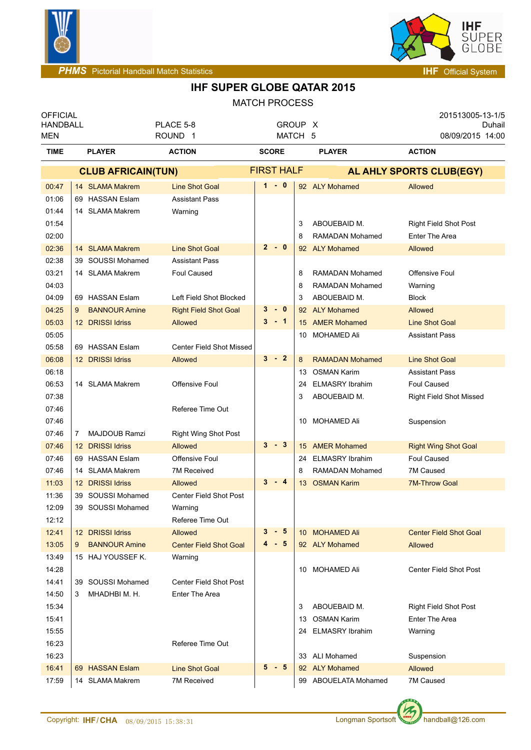PHMS Pictorial Handball Match Statistics — IHF Official System

# IHF SUPER GLOBE QATAR 2015

## MATCH PROCESS

| OFFICIAL HANDBALL MEN | PLACE 5-8 ROUND 1 | GROUP X MATCH 5 | 201513005-13-1/5 Duhail 08/09/2015 14:00 |
|---|---|---|---|

| TIME | PLAYER | ACTION | SCORE | PLAYER | ACTION |
|---|---|---|---|---|---|
| | **CLUB AFRICAIN(TUN)** | | FIRST HALF | **AL AHLY SPORTS CLUB(EGY)** | |
| 00:47 | 14 SLAMA Makrem | Line Shot Goal | 1 - 0 | 92 ALY Mohamed | Allowed |
| 01:06 | 69 HASSAN Eslam | Assistant Pass | | | |
| 01:44 | 14 SLAMA Makrem | Warning | | | |
| 01:54 | | | | 3 ABOUEBAID M. | Right Field Shot Post |
| 02:00 | | | | 8 RAMADAN Mohamed | Enter The Area |
| 02:36 | 14 SLAMA Makrem | Line Shot Goal | 2 - 0 | 92 ALY Mohamed | Allowed |
| 02:38 | 39 SOUSSI Mohamed | Assistant Pass | | | |
| 03:21 | 14 SLAMA Makrem | Foul Caused | | 8 RAMADAN Mohamed | Offensive Foul |
| 04:03 | | | | 8 RAMADAN Mohamed | Warning |
| 04:09 | 69 HASSAN Eslam | Left Field Shot Blocked | | 3 ABOUEBAID M. | Block |
| 04:25 | 9 BANNOUR Amine | Right Field Shot Goal | 3 - 0 | 92 ALY Mohamed | Allowed |
| 05:03 | 12 DRISSI Idriss | Allowed | 3 - 1 | 15 AMER Mohamed | Line Shot Goal |
| 05:05 | | | | 10 MOHAMED Ali | Assistant Pass |
| 05:58 | 69 HASSAN Eslam | Center Field Shot Missed | | | |
| 06:08 | 12 DRISSI Idriss | Allowed | 3 - 2 | 8 RAMADAN Mohamed | Line Shot Goal |
| 06:18 | | | | 13 OSMAN Karim | Assistant Pass |
| 06:53 | 14 SLAMA Makrem | Offensive Foul | | 24 ELMASRY Ibrahim | Foul Caused |
| 07:38 | | | | 3 ABOUEBAID M. | Right Field Shot Missed |
| 07:46 | | Referee Time Out | | | |
| 07:46 | | | | 10 MOHAMED Ali | Suspension |
| 07:46 | 7 MAJDOUB Ramzi | Right Wing Shot Post | | | |
| 07:46 | 12 DRISSI Idriss | Allowed | 3 - 3 | 15 AMER Mohamed | Right Wing Shot Goal |
| 07:46 | 69 HASSAN Eslam | Offensive Foul | | 24 ELMASRY Ibrahim | Foul Caused |
| 07:46 | 14 SLAMA Makrem | 7M Received | | 8 RAMADAN Mohamed | 7M Caused |
| 11:03 | 12 DRISSI Idriss | Allowed | 3 - 4 | 13 OSMAN Karim | 7M-Throw Goal |
| 11:36 | 39 SOUSSI Mohamed | Center Field Shot Post | | | |
| 12:09 | 39 SOUSSI Mohamed | Warning | | | |
| 12:12 | | Referee Time Out | | | |
| 12:41 | 12 DRISSI Idriss | Allowed | 3 - 5 | 10 MOHAMED Ali | Center Field Shot Goal |
| 13:05 | 9 BANNOUR Amine | Center Field Shot Goal | 4 - 5 | 92 ALY Mohamed | Allowed |
| 13:49 | 15 HAJ YOUSSEF K. | Warning | | | |
| 14:28 | | | | 10 MOHAMED Ali | Center Field Shot Post |
| 14:41 | 39 SOUSSI Mohamed | Center Field Shot Post | | | |
| 14:50 | 3 MHADHBI M. H. | Enter The Area | | | |
| 15:34 | | | | 3 ABOUEBAID M. | Right Field Shot Post |
| 15:41 | | | | 13 OSMAN Karim | Enter The Area |
| 15:55 | | | | 24 ELMASRY Ibrahim | Warning |
| 16:23 | | Referee Time Out | | | |
| 16:23 | | | | 33 ALI Mohamed | Suspension |
| 16:41 | 69 HASSAN Eslam | Line Shot Goal | 5 - 5 | 92 ALY Mohamed | Allowed |
| 17:59 | 14 SLAMA Makrem | 7M Received | | 99 ABOUELATA Mohamed | 7M Caused |

Copyright: IHF/CHA 08/09/2015 15:38:31 — Longman Sportsoft — handball@126.com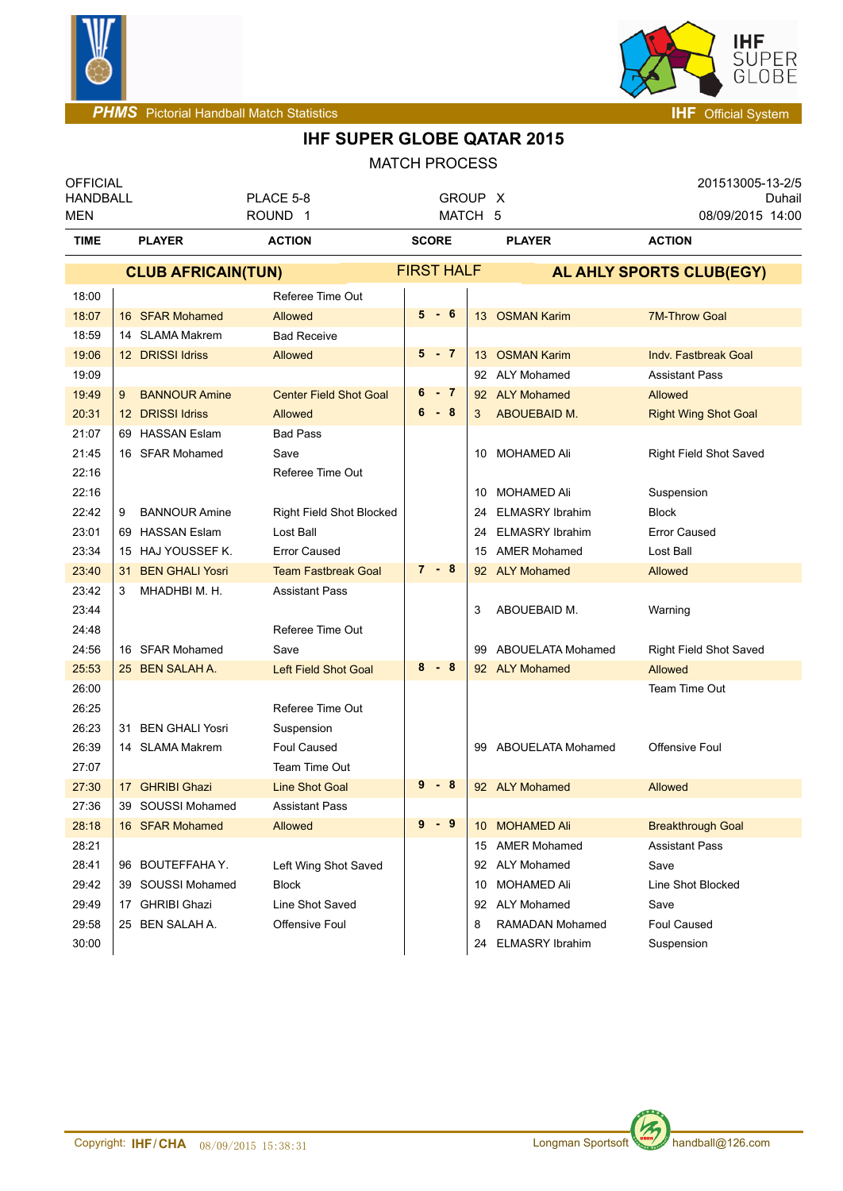PHMS Pictorial Handball Match Statistics — IHF Official System

# IHF SUPER GLOBE QATAR 2015

MATCH PROCESS

| OFFICIAL HANDBALL MEN | PLACE 5-8 ROUND 1 | GROUP X MATCH 5 | 201513005-13-2/5 Duhail 08/09/2015 14:00 |
|---|---|---|---|

| TIME | PLAYER | ACTION | SCORE | PLAYER | ACTION |
|---|---|---|---|---|---|
| | **CLUB AFRICAIN(TUN)** | | **FIRST HALF** | **AL AHLY SPORTS CLUB(EGY)** | |
| 18:00 | | Referee Time Out | | | |
| 18:07 | 16 SFAR Mohamed | Allowed | 5 - 6 | 13 OSMAN Karim | 7M-Throw Goal |
| 18:59 | 14 SLAMA Makrem | Bad Receive | | | |
| 19:06 | 12 DRISSI Idriss | Allowed | 5 - 7 | 13 OSMAN Karim | Indv. Fastbreak Goal |
| 19:09 | | | | 92 ALY Mohamed | Assistant Pass |
| 19:49 | 9 BANNOUR Amine | Center Field Shot Goal | 6 - 7 | 92 ALY Mohamed | Allowed |
| 20:31 | 12 DRISSI Idriss | Allowed | 6 - 8 | 3 ABOUEBAID M. | Right Wing Shot Goal |
| 21:07 | 69 HASSAN Eslam | Bad Pass | | | |
| 21:45 | 16 SFAR Mohamed | Save | | 10 MOHAMED Ali | Right Field Shot Saved |
| 22:16 | | Referee Time Out | | | |
| 22:16 | | | | 10 MOHAMED Ali | Suspension |
| 22:42 | 9 BANNOUR Amine | Right Field Shot Blocked | | 24 ELMASRY Ibrahim | Block |
| 23:01 | 69 HASSAN Eslam | Lost Ball | | 24 ELMASRY Ibrahim | Error Caused |
| 23:34 | 15 HAJ YOUSSEF K. | Error Caused | | 15 AMER Mohamed | Lost Ball |
| 23:40 | 31 BEN GHALI Yosri | Team Fastbreak Goal | 7 - 8 | 92 ALY Mohamed | Allowed |
| 23:42 | 3 MHADHBI M. H. | Assistant Pass | | | |
| 23:44 | | | | 3 ABOUEBAID M. | Warning |
| 24:48 | | Referee Time Out | | | |
| 24:56 | 16 SFAR Mohamed | Save | | 99 ABOUELATA Mohamed | Right Field Shot Saved |
| 25:53 | 25 BEN SALAH A. | Left Field Shot Goal | 8 - 8 | 92 ALY Mohamed | Allowed |
| 26:00 | | | | | Team Time Out |
| 26:25 | | Referee Time Out | | | |
| 26:23 | 31 BEN GHALI Yosri | Suspension | | | |
| 26:39 | 14 SLAMA Makrem | Foul Caused | | 99 ABOUELATA Mohamed | Offensive Foul |
| 27:07 | | Team Time Out | | | |
| 27:30 | 17 GHRIBI Ghazi | Line Shot Goal | 9 - 8 | 92 ALY Mohamed | Allowed |
| 27:36 | 39 SOUSSI Mohamed | Assistant Pass | | | |
| 28:18 | 16 SFAR Mohamed | Allowed | 9 - 9 | 10 MOHAMED Ali | Breakthrough Goal |
| 28:21 | | | | 15 AMER Mohamed | Assistant Pass |
| 28:41 | 96 BOUTEFFAHA Y. | Left Wing Shot Saved | | 92 ALY Mohamed | Save |
| 29:42 | 39 SOUSSI Mohamed | Block | | 10 MOHAMED Ali | Line Shot Blocked |
| 29:49 | 17 GHRIBI Ghazi | Line Shot Saved | | 92 ALY Mohamed | Save |
| 29:58 | 25 BEN SALAH A. | Offensive Foul | | 8 RAMADAN Mohamed | Foul Caused |
| 30:00 | | | | 24 ELMASRY Ibrahim | Suspension |

Copyright: IHF/CHA 08/09/2015 15:38:31 — Longman Sportsoft handball@126.com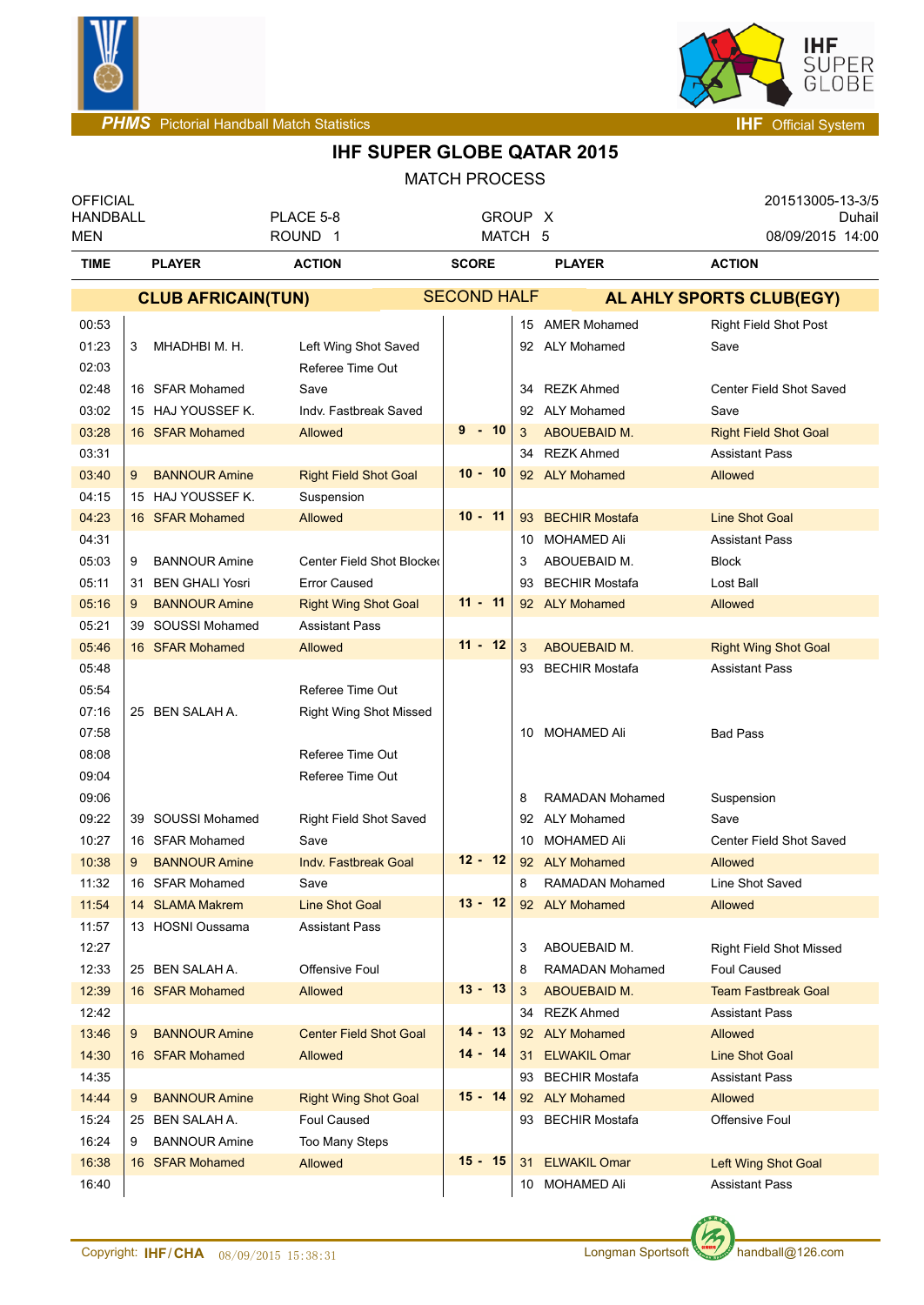# IHF SUPER GLOBE QATAR 2015

MATCH PROCESS

| OFFICIAL HANDBALL MEN | PLACE 5-8 ROUND 1 | GROUP X MATCH 5 | 201513005-13-3/5 Duhail 08/09/2015 14:00 |
|---|---|---|---|

| TIME | PLAYER | ACTION | SCORE | PLAYER | ACTION |
|---|---|---|---|---|---|
| | **CLUB AFRICAIN(TUN)** | | SECOND HALF | **AL AHLY SPORTS CLUB(EGY)** | |
| 00:53 | | | | 15 AMER Mohamed | Right Field Shot Post |
| 01:23 | 3 MHADHBI M. H. | Left Wing Shot Saved | | 92 ALY Mohamed | Save |
| 02:03 | | Referee Time Out | | | |
| 02:48 | 16 SFAR Mohamed | Save | | 34 REZK Ahmed | Center Field Shot Saved |
| 03:02 | 15 HAJ YOUSSEF K. | Indv. Fastbreak Saved | | 92 ALY Mohamed | Save |
| 03:28 | 16 SFAR Mohamed | Allowed | 9 - 10 | 3 ABOUEBAID M. | Right Field Shot Goal |
| 03:31 | | | | 34 REZK Ahmed | Assistant Pass |
| 03:40 | 9 BANNOUR Amine | Right Field Shot Goal | 10 - 10 | 92 ALY Mohamed | Allowed |
| 04:15 | 15 HAJ YOUSSEF K. | Suspension | | | |
| 04:23 | 16 SFAR Mohamed | Allowed | 10 - 11 | 93 BECHIR Mostafa | Line Shot Goal |
| 04:31 | | | | 10 MOHAMED Ali | Assistant Pass |
| 05:03 | 9 BANNOUR Amine | Center Field Shot Blocked | | 3 ABOUEBAID M. | Block |
| 05:11 | 31 BEN GHALI Yosri | Error Caused | | 93 BECHIR Mostafa | Lost Ball |
| 05:16 | 9 BANNOUR Amine | Right Wing Shot Goal | 11 - 11 | 92 ALY Mohamed | Allowed |
| 05:21 | 39 SOUSSI Mohamed | Assistant Pass | | | |
| 05:46 | 16 SFAR Mohamed | Allowed | 11 - 12 | 3 ABOUEBAID M. | Right Wing Shot Goal |
| 05:48 | | | | 93 BECHIR Mostafa | Assistant Pass |
| 05:54 | | Referee Time Out | | | |
| 07:16 | 25 BEN SALAH A. | Right Wing Shot Missed | | | |
| 07:58 | | | | 10 MOHAMED Ali | Bad Pass |
| 08:08 | | Referee Time Out | | | |
| 09:04 | | Referee Time Out | | | |
| 09:06 | | | | 8 RAMADAN Mohamed | Suspension |
| 09:22 | 39 SOUSSI Mohamed | Right Field Shot Saved | | 92 ALY Mohamed | Save |
| 10:27 | 16 SFAR Mohamed | Save | | 10 MOHAMED Ali | Center Field Shot Saved |
| 10:38 | 9 BANNOUR Amine | Indv. Fastbreak Goal | 12 - 12 | 92 ALY Mohamed | Allowed |
| 11:32 | 16 SFAR Mohamed | Save | | 8 RAMADAN Mohamed | Line Shot Saved |
| 11:54 | 14 SLAMA Makrem | Line Shot Goal | 13 - 12 | 92 ALY Mohamed | Allowed |
| 11:57 | 13 HOSNI Oussama | Assistant Pass | | | |
| 12:27 | | | | 3 ABOUEBAID M. | Right Field Shot Missed |
| 12:33 | 25 BEN SALAH A. | Offensive Foul | | 8 RAMADAN Mohamed | Foul Caused |
| 12:39 | 16 SFAR Mohamed | Allowed | 13 - 13 | 3 ABOUEBAID M. | Team Fastbreak Goal |
| 12:42 | | | | 34 REZK Ahmed | Assistant Pass |
| 13:46 | 9 BANNOUR Amine | Center Field Shot Goal | 14 - 13 | 92 ALY Mohamed | Allowed |
| 14:30 | 16 SFAR Mohamed | Allowed | 14 - 14 | 31 ELWAKIL Omar | Line Shot Goal |
| 14:35 | | | | 93 BECHIR Mostafa | Assistant Pass |
| 14:44 | 9 BANNOUR Amine | Right Wing Shot Goal | 15 - 14 | 92 ALY Mohamed | Allowed |
| 15:24 | 25 BEN SALAH A. | Foul Caused | | 93 BECHIR Mostafa | Offensive Foul |
| 16:24 | 9 BANNOUR Amine | Too Many Steps | | | |
| 16:38 | 16 SFAR Mohamed | Allowed | 15 - 15 | 31 ELWAKIL Omar | Left Wing Shot Goal |
| 16:40 | | | | 10 MOHAMED Ali | Assistant Pass |

Copyright: IHF/CHA 08/09/2015 15:38:31 Longman Sportsoft handball@126.com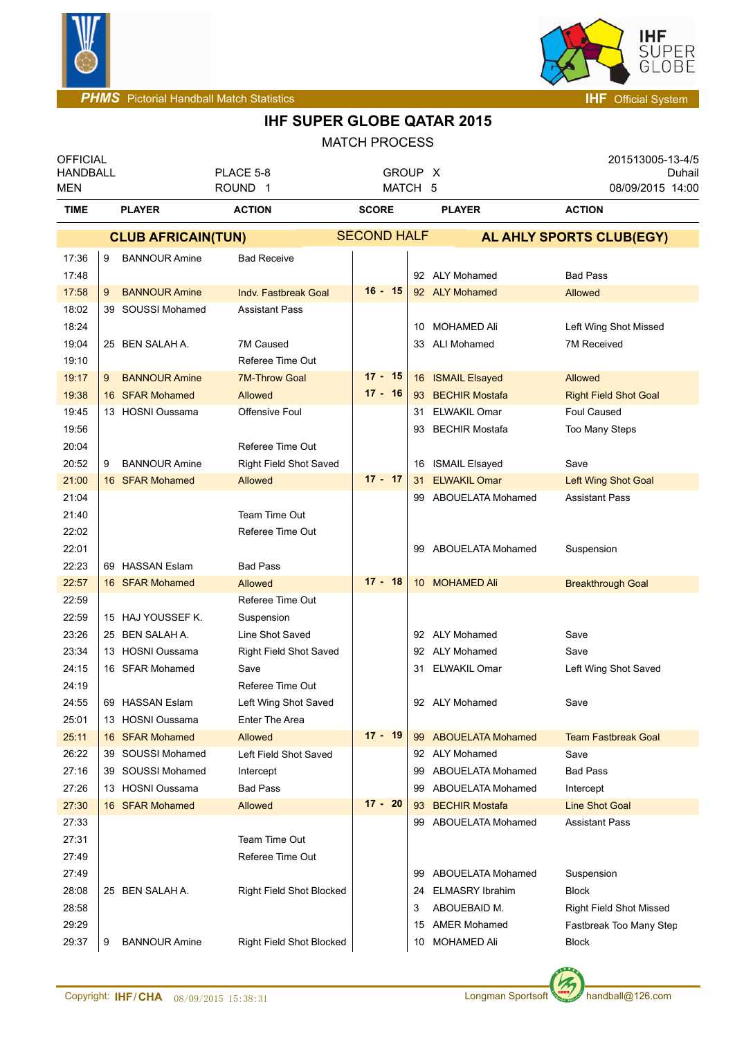**PHMS** Pictorial Handball Match Statistics — **IHF** Official System

# IHF SUPER GLOBE QATAR 2015

MATCH PROCESS

| OFFICIAL HANDBALL MEN | PLACE 5-8 ROUND 1 | GROUP X MATCH 5 | 201513005-13-4/5 Duhail 08/09/2015 14:00 |
|---|---|---|---|

**CLUB AFRICAIN(TUN)** — SECOND HALF — **AL AHLY SPORTS CLUB(EGY)**

| TIME | PLAYER | ACTION | SCORE | PLAYER | ACTION |
|---|---|---|---|---|---|
| 17:36 | 9 BANNOUR Amine | Bad Receive | | | |
| 17:48 | | | | 92 ALY Mohamed | Bad Pass |
| 17:58 | 9 BANNOUR Amine | Indv. Fastbreak Goal | 16 - 15 | 92 ALY Mohamed | Allowed |
| 18:02 | 39 SOUSSI Mohamed | Assistant Pass | | | |
| 18:24 | | | | 10 MOHAMED Ali | Left Wing Shot Missed |
| 19:04 | 25 BEN SALAH A. | 7M Caused | | 33 ALI Mohamed | 7M Received |
| 19:10 | | Referee Time Out | | | |
| 19:17 | 9 BANNOUR Amine | 7M-Throw Goal | 17 - 15 | 16 ISMAIL Elsayed | Allowed |
| 19:38 | 16 SFAR Mohamed | Allowed | 17 - 16 | 93 BECHIR Mostafa | Right Field Shot Goal |
| 19:45 | 13 HOSNI Oussama | Offensive Foul | | 31 ELWAKIL Omar | Foul Caused |
| 19:56 | | | | 93 BECHIR Mostafa | Too Many Steps |
| 20:04 | | Referee Time Out | | | |
| 20:52 | 9 BANNOUR Amine | Right Field Shot Saved | | 16 ISMAIL Elsayed | Save |
| 21:00 | 16 SFAR Mohamed | Allowed | 17 - 17 | 31 ELWAKIL Omar | Left Wing Shot Goal |
| 21:04 | | | | 99 ABOUELATA Mohamed | Assistant Pass |
| 21:40 | | Team Time Out | | | |
| 22:02 | | Referee Time Out | | | |
| 22:01 | | | | 99 ABOUELATA Mohamed | Suspension |
| 22:23 | 69 HASSAN Eslam | Bad Pass | | | |
| 22:57 | 16 SFAR Mohamed | Allowed | 17 - 18 | 10 MOHAMED Ali | Breakthrough Goal |
| 22:59 | | Referee Time Out | | | |
| 22:59 | 15 HAJ YOUSSEF K. | Suspension | | | |
| 23:26 | 25 BEN SALAH A. | Line Shot Saved | | 92 ALY Mohamed | Save |
| 23:34 | 13 HOSNI Oussama | Right Field Shot Saved | | 92 ALY Mohamed | Save |
| 24:15 | 16 SFAR Mohamed | Save | | 31 ELWAKIL Omar | Left Wing Shot Saved |
| 24:19 | | Referee Time Out | | | |
| 24:55 | 69 HASSAN Eslam | Left Wing Shot Saved | | 92 ALY Mohamed | Save |
| 25:01 | 13 HOSNI Oussama | Enter The Area | | | |
| 25:11 | 16 SFAR Mohamed | Allowed | 17 - 19 | 99 ABOUELATA Mohamed | Team Fastbreak Goal |
| 26:22 | 39 SOUSSI Mohamed | Left Field Shot Saved | | 92 ALY Mohamed | Save |
| 27:16 | 39 SOUSSI Mohamed | Intercept | | 99 ABOUELATA Mohamed | Bad Pass |
| 27:26 | 13 HOSNI Oussama | Bad Pass | | 99 ABOUELATA Mohamed | Intercept |
| 27:30 | 16 SFAR Mohamed | Allowed | 17 - 20 | 93 BECHIR Mostafa | Line Shot Goal |
| 27:33 | | | | 99 ABOUELATA Mohamed | Assistant Pass |
| 27:31 | | Team Time Out | | | |
| 27:49 | | Referee Time Out | | | |
| 27:49 | | | | 99 ABOUELATA Mohamed | Suspension |
| 28:08 | 25 BEN SALAH A. | Right Field Shot Blocked | | 24 ELMASRY Ibrahim | Block |
| 28:58 | | | | 3 ABOUEBAID M. | Right Field Shot Missed |
| 29:29 | | | | 15 AMER Mohamed | Fastbreak Too Many Step |
| 29:37 | 9 BANNOUR Amine | Right Field Shot Blocked | | 10 MOHAMED Ali | Block |

Copyright: IHF/CHA 08/09/2015 15:38:31 — Longman Sportsoft handball@126.com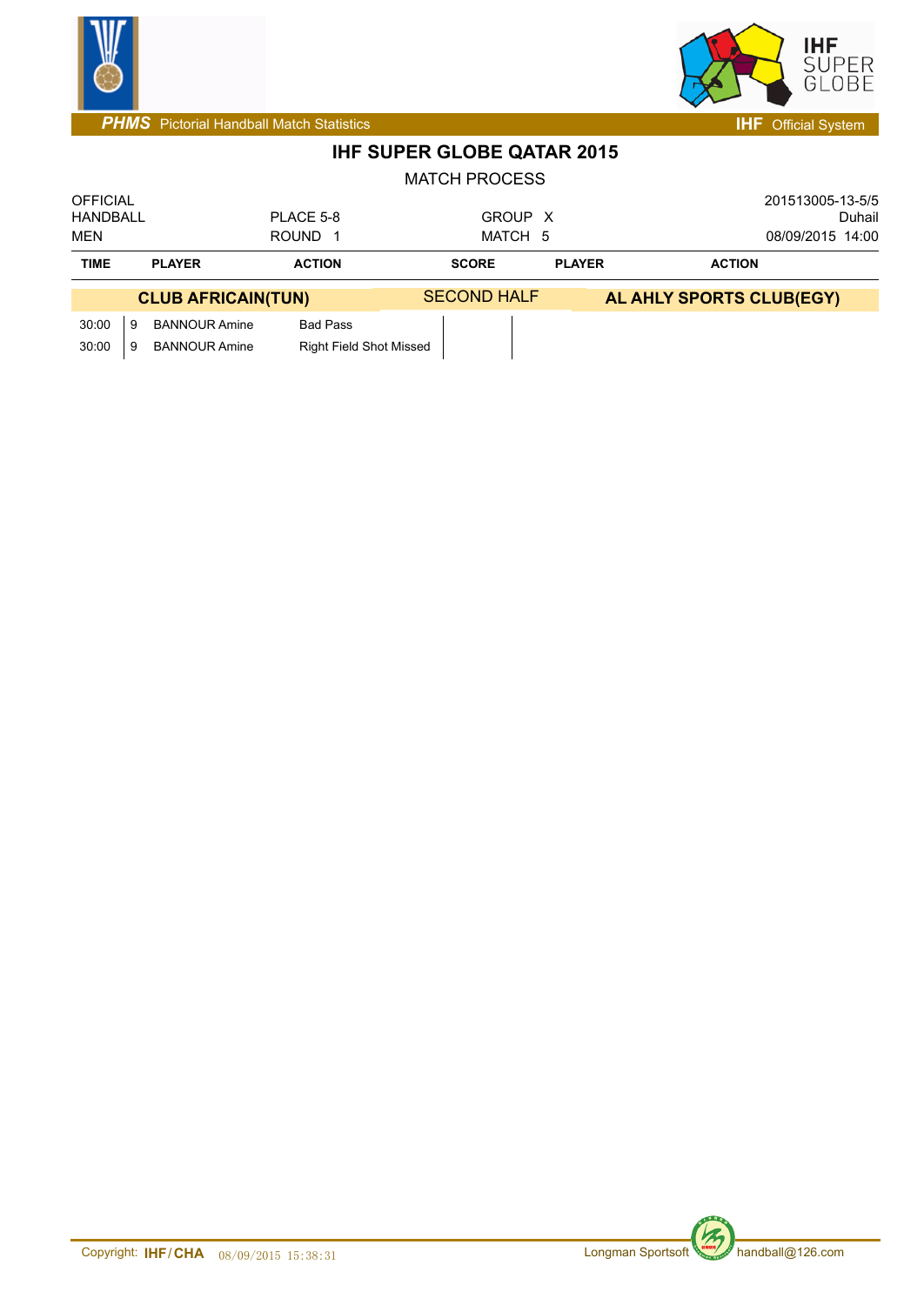# IHF SUPER GLOBE QATAR 2015

MATCH PROCESS

| | | | |
|---|---|---|---|
| OFFICIAL | | | 201513005-13-5/5 |
| HANDBALL | PLACE 5-8 | GROUP X | Duhail |
| MEN | ROUND 1 | MATCH 5 | 08/09/2015 14:00 |

| TIME | | PLAYER | ACTION | SCORE | PLAYER | ACTION |
|---|---|---|---|---|---|---|
| **CLUB AFRICAIN(TUN)** | | | | SECOND HALF | **AL AHLY SPORTS CLUB(EGY)** | |
| 30:00 | 9 | BANNOUR Amine | Bad Pass | | | |
| 30:00 | 9 | BANNOUR Amine | Right Field Shot Missed | | | |

Copyright: IHF/CHA 08/09/2015 15:38:31 Longman Sportsoft handball@126.com